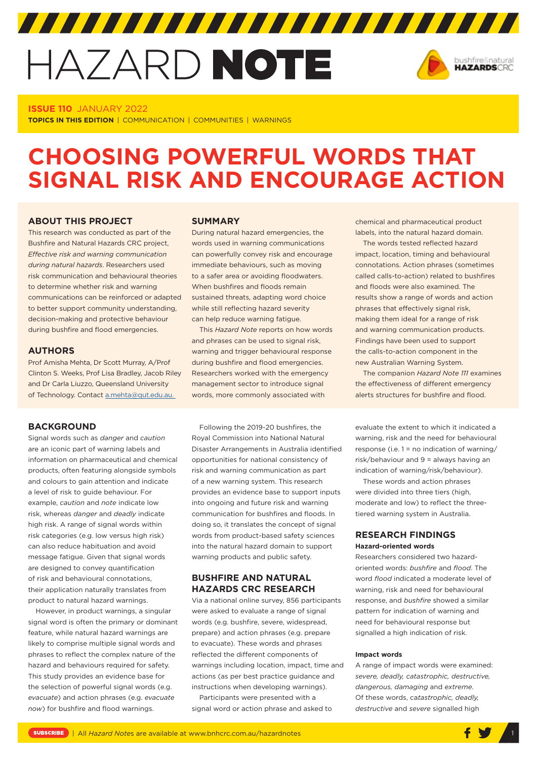# HAZARD NOTE

**ISSUE 110** JANUARY 2022

**TOPICS IN THIS EDITION** | COMMUNICATION | COMMUNITIES | WARNINGS

# CHOOSING POWERFUL WORDS THAT SIGNAL RISK AND ENCOURAGE ACTION

## ABOUT THIS PROJECT

This research was conducted as part of the Bushfire and Natural Hazards CRC project, *Effective risk and warning communication during natural hazards*. Researchers used risk communication and behavioural theories to determine whether risk and warning communications can be reinforced or adapted to better support community understanding, decision-making and protective behaviour during bushfire and flood emergencies.

## AUTHORS

Prof Amisha Mehta, Dr Scott Murray, A/Prof Clinton S. Weeks, Prof Lisa Bradley, Jacob Riley and Dr Carla Liuzzo, Queensland University of Technology. Contact a.mehta@qut.edu.au.

## SUMMARY

During natural hazard emergencies, the words used in warning communications can powerfully convey risk and encourage immediate behaviours, such as moving to a safer area or avoiding floodwaters. When bushfires and floods remain sustained threats, adapting word choice while still reflecting hazard severity can help reduce warning fatigue.

This *Hazard Note* reports on how words and phrases can be used to signal risk, warning and trigger behavioural response during bushfire and flood emergencies. Researchers worked with the emergency management sector to introduce signal words, more commonly associated with chemical and pharmaceutical product labels, into the natural hazard domain.

The words tested reflected hazard impact, location, timing and behavioural connotations. Action phrases (sometimes called calls-to-action) related to bushfires and floods were also examined. The results show a range of words and action phrases that effectively signal risk, making them ideal for a range of risk and warning communication products. Findings have been used to support the calls-to-action component in the new Australian Warning System.

The companion *Hazard Note 111* examines the effectiveness of different emergency alerts structures for bushfire and flood.

## BACKGROUND

Signal words such as *danger* and *caution* are an iconic part of warning labels and information on pharmaceutical and chemical products, often featuring alongside symbols and colours to gain attention and indicate a level of risk to guide behaviour. For example, *caution* and *note* indicate low risk, whereas *danger* and *deadly* indicate high risk. A range of signal words within risk categories (e.g. low versus high risk) can also reduce habituation and avoid message fatigue. Given that signal words are designed to convey quantification of risk and behavioural connotations, their application naturally translates from product to natural hazard warnings.

However, in product warnings, a singular signal word is often the primary or dominant feature, while natural hazard warnings are likely to comprise multiple signal words and phrases to reflect the complex nature of the hazard and behaviours required for safety. This study provides an evidence base for the selection of powerful signal words (e.g. *evacuate*) and action phrases (e.g. *evacuate now*) for bushfire and flood warnings.

Following the 2019-20 bushfires, the Royal Commission into National Natural Disaster Arrangements in Australia identified opportunities for national consistency of risk and warning communication as part of a new warning system. This research provides an evidence base to support inputs into ongoing and future risk and warning communication for bushfires and floods. In doing so, it translates the concept of signal words from product-based safety sciences into the natural hazard domain to support warning products and public safety.

## BUSHFIRE AND NATURAL HAZARDS CRC RESEARCH

Via a national online survey, 856 participants were asked to evaluate a range of signal words (e.g. bushfire, severe, widespread, prepare) and action phrases (e.g. prepare to evacuate). These words and phrases reflected the different components of warnings including location, impact, time and actions (as per best practice guidance and instructions when developing warnings).

Participants were presented with a signal word or action phrase and asked to evaluate the extent to which it indicated a warning, risk and the need for behavioural response (i.e. 1 = no indication of warning/risk/behaviour and 9 = always having an indication of warning/risk/behaviour).

These words and action phrases were divided into three tiers (high, moderate and low) to reflect the three-tiered warning system in Australia.

## RESEARCH FINDINGS

**Hazard-oriented words**

Researchers considered two hazard-oriented words: *bushfire* and *flood*. The word *flood* indicated a moderate level of warning, risk and need for behavioural response, and *bushfire* showed a similar pattern for indication of warning and need for behavioural response but signalled a high indication of risk.

**Impact words**

A range of impact words were examined: *severe, deadly, catastrophic, destructive, dangerous, damaging* and *extreme*. Of these words, *catastrophic, deadly, destructive* and *severe* signalled high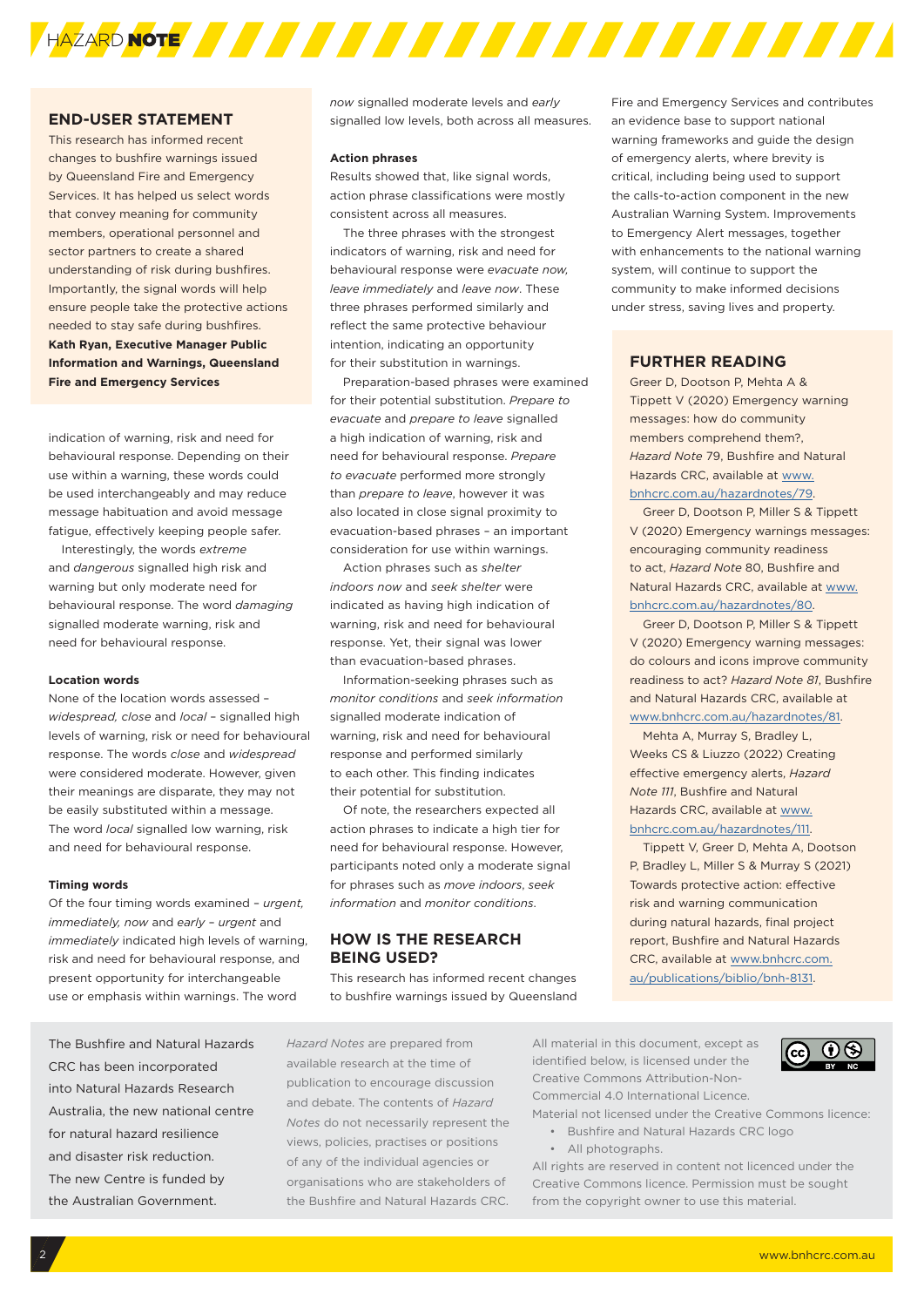## END-USER STATEMENT

This research has informed recent changes to bushfire warnings issued by Queensland Fire and Emergency Services. It has helped us select words that convey meaning for community members, operational personnel and sector partners to create a shared understanding of risk during bushfires. Importantly, the signal words will help ensure people take the protective actions needed to stay safe during bushfires.

**Kath Ryan, Executive Manager Public Information and Warnings, Queensland Fire and Emergency Services**

indication of warning, risk and need for behavioural response. Depending on their use within a warning, these words could be used interchangeably and may reduce message habituation and avoid message fatigue, effectively keeping people safer.

Interestingly, the words *extreme* and *dangerous* signalled high risk and warning but only moderate need for behavioural response. The word *damaging* signalled moderate warning, risk and need for behavioural response.

#### Location words

None of the location words assessed – *widespread, close* and *local* – signalled high levels of warning, risk or need for behavioural response. The words *close* and *widespread* were considered moderate. However, given their meanings are disparate, they may not be easily substituted within a message. The word *local* signalled low warning, risk and need for behavioural response.

#### Timing words

Of the four timing words examined – *urgent, immediately, now* and *early* – *urgent* and *immediately* indicated high levels of warning, risk and need for behavioural response, and present opportunity for interchangeable use or emphasis within warnings. The word *now* signalled moderate levels and *early* signalled low levels, both across all measures.

#### Action phrases

Results showed that, like signal words, action phrase classifications were mostly consistent across all measures.

The three phrases with the strongest indicators of warning, risk and need for behavioural response were *evacuate now, leave immediately* and *leave now*. These three phrases performed similarly and reflect the same protective behaviour intention, indicating an opportunity for their substitution in warnings.

Preparation-based phrases were examined for their potential substitution. *Prepare to evacuate* and *prepare to leave* signalled a high indication of warning, risk and need for behavioural response. *Prepare to evacuate* performed more strongly than *prepare to leave*, however it was also located in close signal proximity to evacuation-based phrases – an important consideration for use within warnings.

Action phrases such as *shelter indoors now* and *seek shelter* were indicated as having high indication of warning, risk and need for behavioural response. Yet, their signal was lower than evacuation-based phrases.

Information-seeking phrases such as *monitor conditions* and *seek information* signalled moderate indication of warning, risk and need for behavioural response and performed similarly to each other. This finding indicates their potential for substitution.

Of note, the researchers expected all action phrases to indicate a high tier for need for behavioural response. However, participants noted only a moderate signal for phrases such as *move indoors*, *seek information* and *monitor conditions*.

## HOW IS THE RESEARCH BEING USED?

This research has informed recent changes to bushfire warnings issued by Queensland Fire and Emergency Services and contributes an evidence base to support national warning frameworks and guide the design of emergency alerts, where brevity is critical, including being used to support the calls-to-action component in the new Australian Warning System. Improvements to Emergency Alert messages, together with enhancements to the national warning system, will continue to support the community to make informed decisions under stress, saving lives and property.

## FURTHER READING

Greer D, Dootson P, Mehta A & Tippett V (2020) Emergency warning messages: how do community members comprehend them?, *Hazard Note* 79, Bushfire and Natural Hazards CRC, available at www.bnhcrc.com.au/hazardnotes/79.

Greer D, Dootson P, Miller S & Tippett V (2020) Emergency warnings messages: encouraging community readiness to act, *Hazard Note* 80, Bushfire and Natural Hazards CRC, available at www.bnhcrc.com.au/hazardnotes/80.

Greer D, Dootson P, Miller S & Tippett V (2020) Emergency warning messages: do colours and icons improve community readiness to act? *Hazard Note 81*, Bushfire and Natural Hazards CRC, available at www.bnhcrc.com.au/hazardnotes/81.

Mehta A, Murray S, Bradley L, Weeks CS & Liuzzo (2022) Creating effective emergency alerts, *Hazard Note 111*, Bushfire and Natural Hazards CRC, available at www.bnhcrc.com.au/hazardnotes/111.

Tippett V, Greer D, Mehta A, Dootson P, Bradley L, Miller S & Murray S (2021) Towards protective action: effective risk and warning communication during natural hazards, final project report, Bushfire and Natural Hazards CRC, available at www.bnhcrc.com.au/publications/biblio/bnh-8131.

The Bushfire and Natural Hazards CRC has been incorporated into Natural Hazards Research Australia, the new national centre for natural hazard resilience and disaster risk reduction. The new Centre is funded by the Australian Government.

*Hazard Notes* are prepared from available research at the time of publication to encourage discussion and debate. The contents of *Hazard Notes* do not necessarily represent the views, policies, practises or positions of any of the individual agencies or organisations who are stakeholders of the Bushfire and Natural Hazards CRC.

All material in this document, except as identified below, is licensed under the Creative Commons Attribution-Non-Commercial 4.0 International Licence.

Material not licensed under the Creative Commons licence:

- Bushfire and Natural Hazards CRC logo
- All photographs.

All rights are reserved in content not licenced under the Creative Commons licence. Permission must be sought from the copyright owner to use this material.